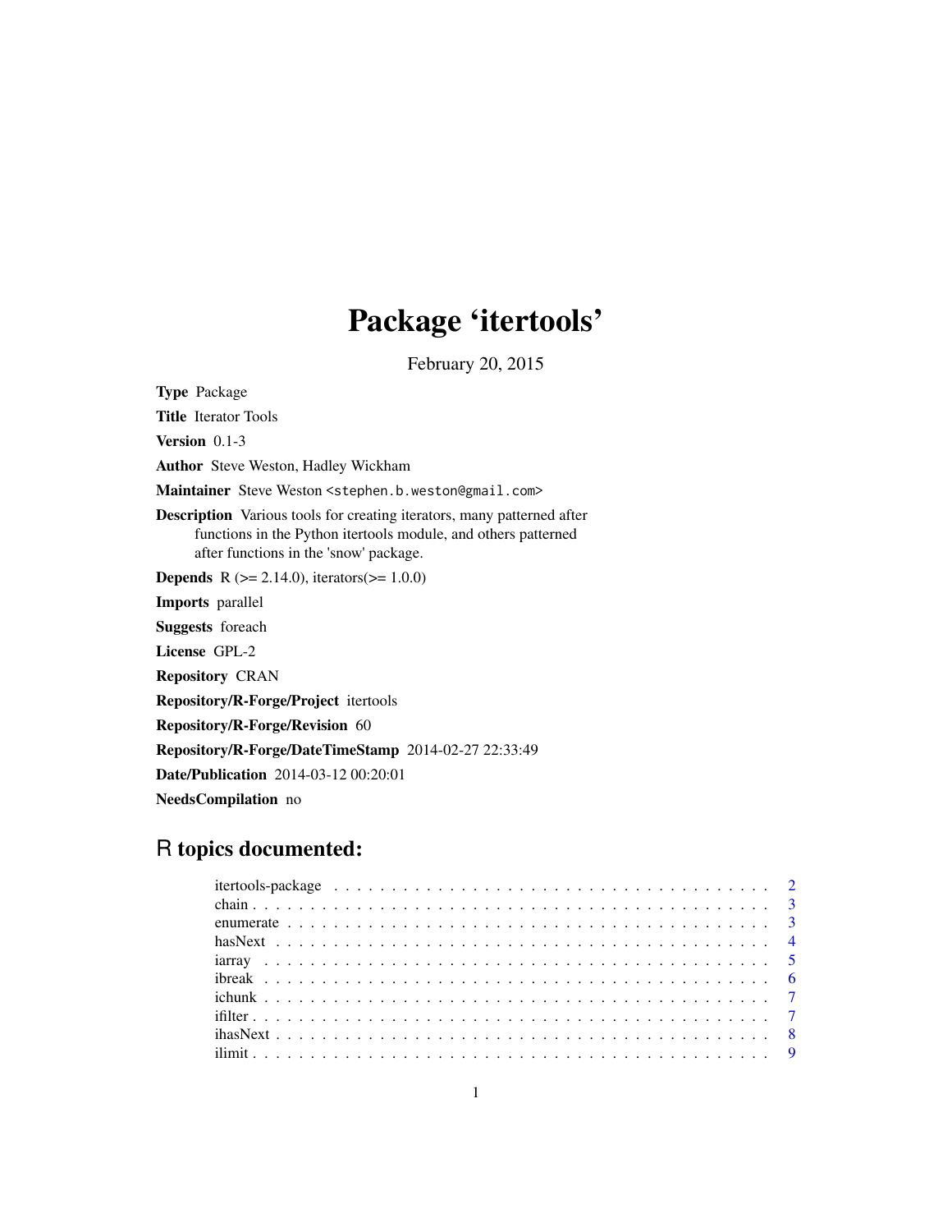# Package 'itertools'

February 20, 2015

**Type** Package

**Title** Iterator Tools

**Version** 0.1-3

**Author** Steve Weston, Hadley Wickham

**Maintainer** Steve Weston <stephen.b.weston@gmail.com>

**Description** Various tools for creating iterators, many patterned after functions in the Python itertools module, and others patterned after functions in the 'snow' package.

**Depends** R (>= 2.14.0), iterators(>= 1.0.0)

**Imports** parallel

**Suggests** foreach

**License** GPL-2

**Repository** CRAN

**Repository/R-Forge/Project** itertools

**Repository/R-Forge/Revision** 60

**Repository/R-Forge/DateTimeStamp** 2014-02-27 22:33:49

**Date/Publication** 2014-03-12 00:20:01

**NeedsCompilation** no

## R topics documented:

- itertools-package . . . . . . . . . . 2
- chain . . . . . . . . . . 3
- enumerate . . . . . . . . . . 3
- hasNext . . . . . . . . . . 4
- iarray . . . . . . . . . . 5
- ibreak . . . . . . . . . . 6
- ichunk . . . . . . . . . . 7
- ifilter . . . . . . . . . . 7
- ihasNext . . . . . . . . . . 8
- ilimit . . . . . . . . . . 9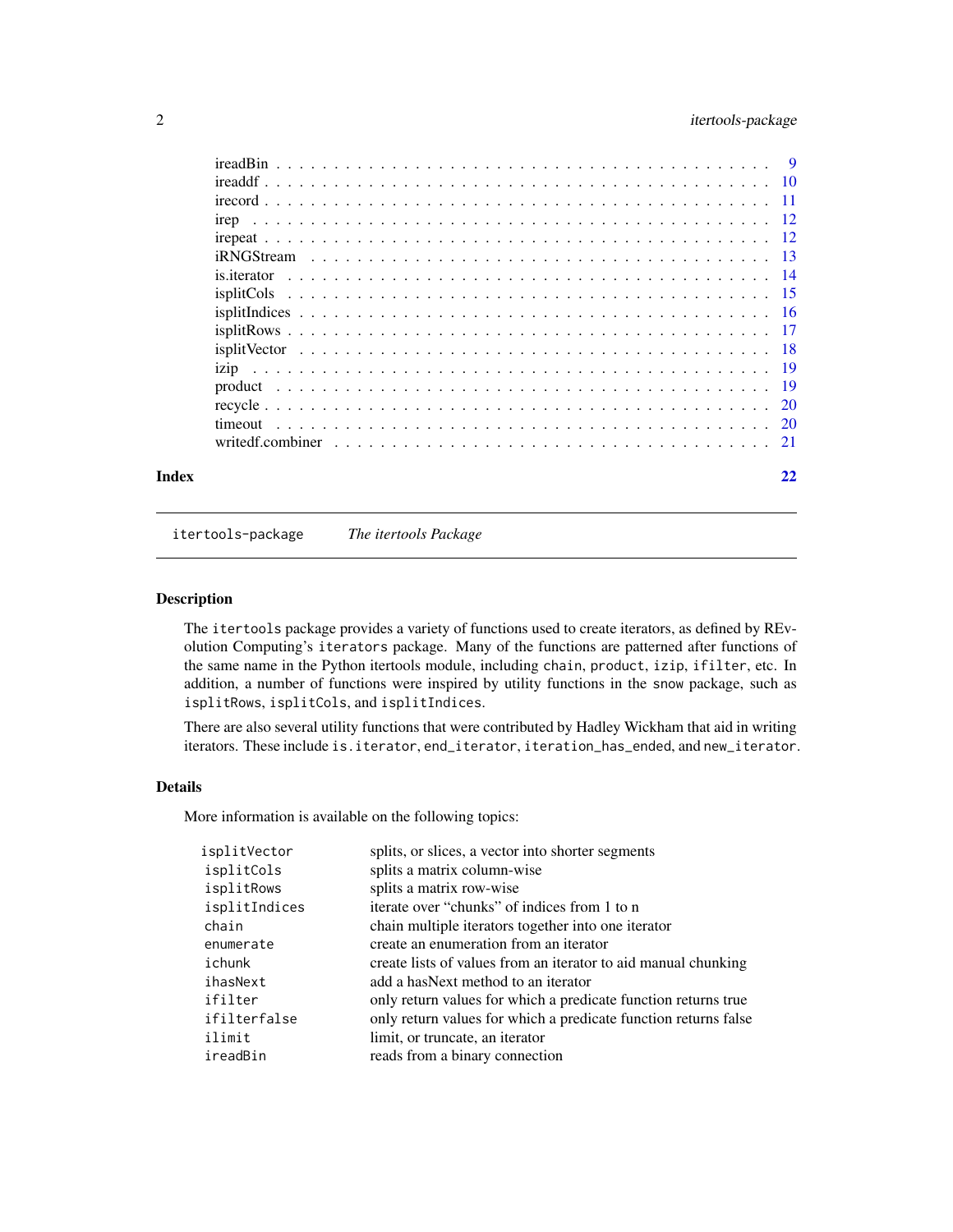| | |
|---|---|
| ireadBin | 9 |
| ireaddf | 10 |
| irecord | 11 |
| irep | 12 |
| irepeat | 12 |
| iRNGStream | 13 |
| is.iterator | 14 |
| isplitCols | 15 |
| isplitIndices | 16 |
| isplitRows | 17 |
| isplitVector | 18 |
| izip | 19 |
| product | 19 |
| recycle | 20 |
| timeout | 20 |
| writedf.combiner | 21 |
| **Index** | **22** |

---

`itertools-package` *The itertools Package*

---

## Description

The `itertools` package provides a variety of functions used to create iterators, as defined by REvolution Computing's `iterators` package. Many of the functions are patterned after functions of the same name in the Python itertools module, including `chain`, `product`, `izip`, `ifilter`, etc. In addition, a number of functions were inspired by utility functions in the `snow` package, such as `isplitRows`, `isplitCols`, and `isplitIndices`.

There are also several utility functions that were contributed by Hadley Wickham that aid in writing iterators. These include `is.iterator`, `end_iterator`, `iteration_has_ended`, and `new_iterator`.

## Details

More information is available on the following topics:

| | |
|---|---|
| `isplitVector` | splits, or slices, a vector into shorter segments |
| `isplitCols` | splits a matrix column-wise |
| `isplitRows` | splits a matrix row-wise |
| `isplitIndices` | iterate over "chunks" of indices from 1 to n |
| `chain` | chain multiple iterators together into one iterator |
| `enumerate` | create an enumeration from an iterator |
| `ichunk` | create lists of values from an iterator to aid manual chunking |
| `ihasNext` | add a hasNext method to an iterator |
| `ifilter` | only return values for which a predicate function returns true |
| `ifilterfalse` | only return values for which a predicate function returns false |
| `ilimit` | limit, or truncate, an iterator |
| `ireadBin` | reads from a binary connection |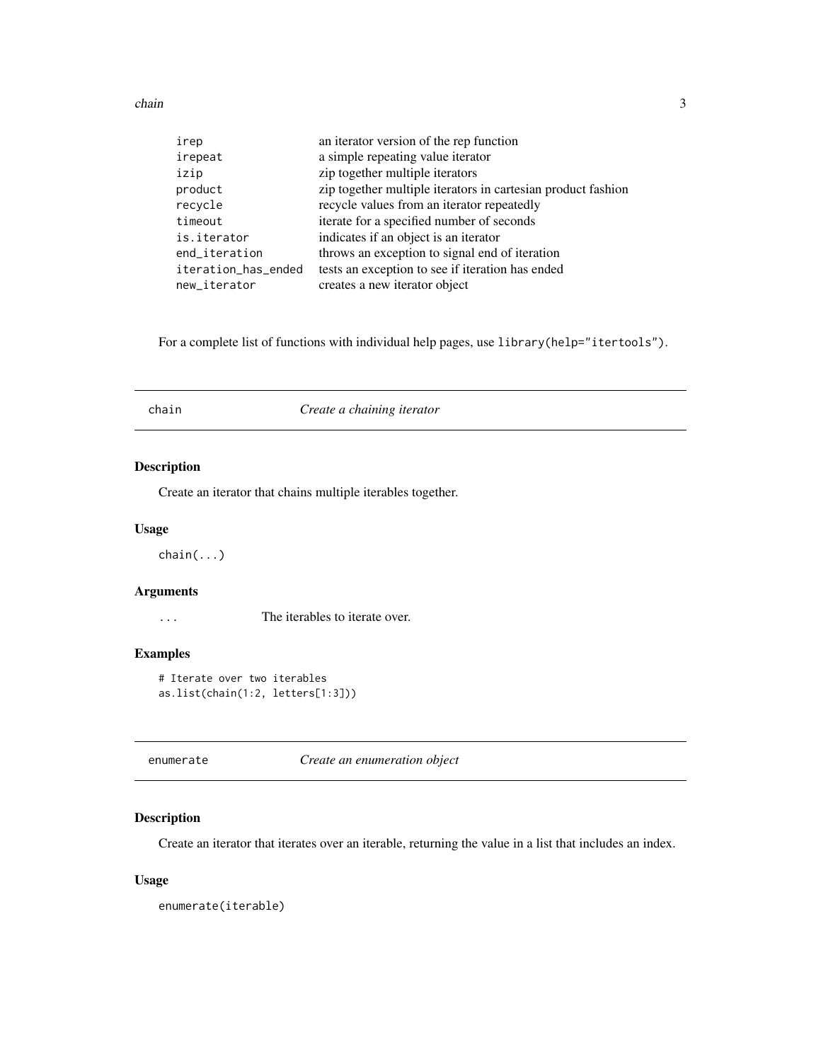| | |
|---|---|
| irep | an iterator version of the rep function |
| irepeat | a simple repeating value iterator |
| izip | zip together multiple iterators |
| product | zip together multiple iterators in cartesian product fashion |
| recycle | recycle values from an iterator repeatedly |
| timeout | iterate for a specified number of seconds |
| is.iterator | indicates if an object is an iterator |
| end_iteration | throws an exception to signal end of iteration |
| iteration_has_ended | tests an exception to see if iteration has ended |
| new_iterator | creates a new iterator object |

For a complete list of functions with individual help pages, use `library(help="itertools")`.

---

## chain — *Create a chaining iterator*

### Description

Create an iterator that chains multiple iterables together.

### Usage

```
chain(...)
```

### Arguments

`...` The iterables to iterate over.

### Examples

```
# Iterate over two iterables
as.list(chain(1:2, letters[1:3]))
```

---

## enumerate — *Create an enumeration object*

### Description

Create an iterator that iterates over an iterable, returning the value in a list that includes an index.

### Usage

```
enumerate(iterable)
```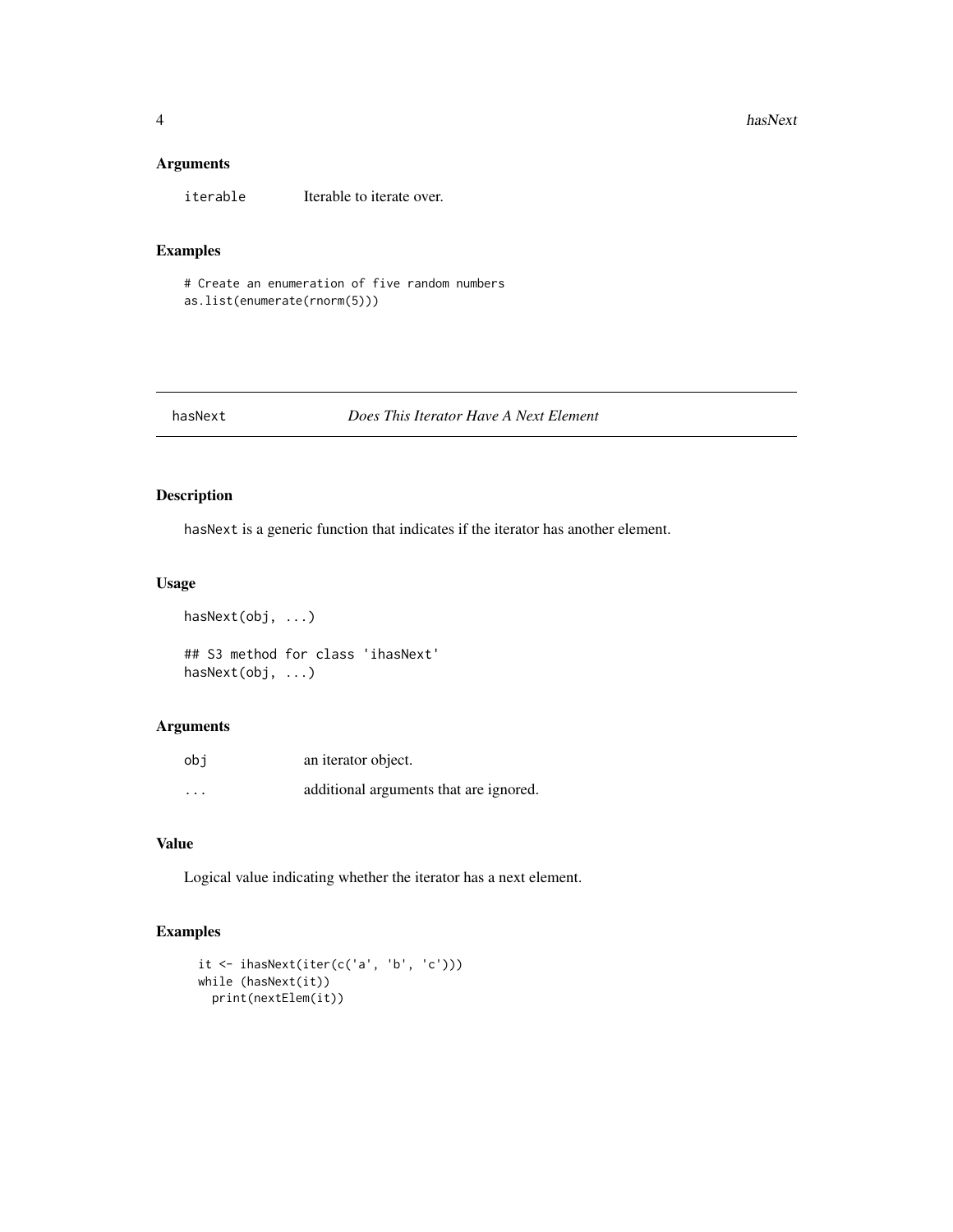### Arguments

| | |
|---|---|
| `iterable` | Iterable to iterate over. |

### Examples

```
# Create an enumeration of five random numbers
as.list(enumerate(rnorm(5)))
```

---

## hasNext — *Does This Iterator Have A Next Element*

---

### Description

`hasNext` is a generic function that indicates if the iterator has another element.

### Usage

```
hasNext(obj, ...)

## S3 method for class 'ihasNext'
hasNext(obj, ...)
```

### Arguments

| | |
|---|---|
| `obj` | an iterator object. |
| `...` | additional arguments that are ignored. |

### Value

Logical value indicating whether the iterator has a next element.

### Examples

```
  it <- ihasNext(iter(c('a', 'b', 'c')))
  while (hasNext(it))
    print(nextElem(it))
```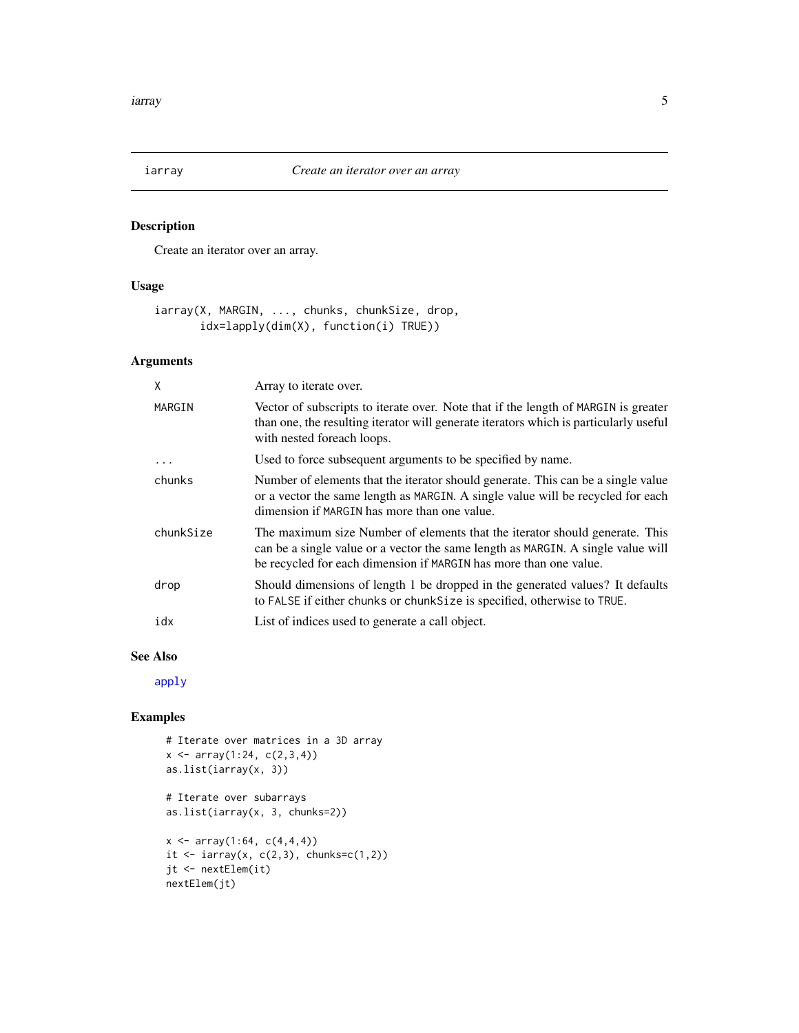# iarray — *Create an iterator over an array*

## Description

Create an iterator over an array.

## Usage

```
iarray(X, MARGIN, ..., chunks, chunkSize, drop,
       idx=lapply(dim(X), function(i) TRUE))
```

## Arguments

| Argument | Description |
|---|---|
| `X` | Array to iterate over. |
| `MARGIN` | Vector of subscripts to iterate over. Note that if the length of `MARGIN` is greater than one, the resulting iterator will generate iterators which is particularly useful with nested foreach loops. |
| `...` | Used to force subsequent arguments to be specified by name. |
| `chunks` | Number of elements that the iterator should generate. This can be a single value or a vector the same length as `MARGIN`. A single value will be recycled for each dimension if `MARGIN` has more than one value. |
| `chunkSize` | The maximum size Number of elements that the iterator should generate. This can be a single value or a vector the same length as `MARGIN`. A single value will be recycled for each dimension if `MARGIN` has more than one value. |
| `drop` | Should dimensions of length 1 be dropped in the generated values? It defaults to `FALSE` if either `chunks` or `chunkSize` is specified, otherwise to `TRUE`. |
| `idx` | List of indices used to generate a call object. |

## See Also

apply

## Examples

```
# Iterate over matrices in a 3D array
x <- array(1:24, c(2,3,4))
as.list(iarray(x, 3))

# Iterate over subarrays
as.list(iarray(x, 3, chunks=2))

x <- array(1:64, c(4,4,4))
it <- iarray(x, c(2,3), chunks=c(1,2))
jt <- nextElem(it)
nextElem(jt)
```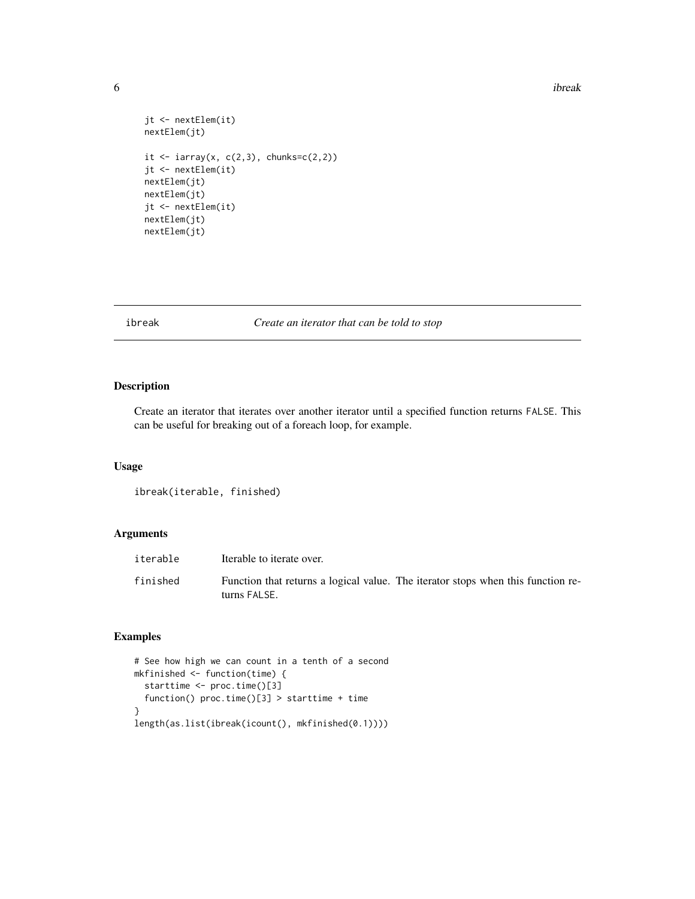```
  jt <- nextElem(it)
  nextElem(jt)

  it <- iarray(x, c(2,3), chunks=c(2,2))
  jt <- nextElem(it)
  nextElem(jt)
  nextElem(jt)
  jt <- nextElem(it)
  nextElem(jt)
  nextElem(jt)
```

## ibreak *Create an iterator that can be told to stop*

### Description

Create an iterator that iterates over another iterator until a specified function returns FALSE. This can be useful for breaking out of a foreach loop, for example.

### Usage

```
ibreak(iterable, finished)
```

### Arguments

| | |
|---|---|
| iterable | Iterable to iterate over. |
| finished | Function that returns a logical value. The iterator stops when this function returns FALSE. |

### Examples

```
# See how high we can count in a tenth of a second
mkfinished <- function(time) {
  starttime <- proc.time()[3]
  function() proc.time()[3] > starttime + time
}
length(as.list(ibreak(icount(), mkfinished(0.1))))
```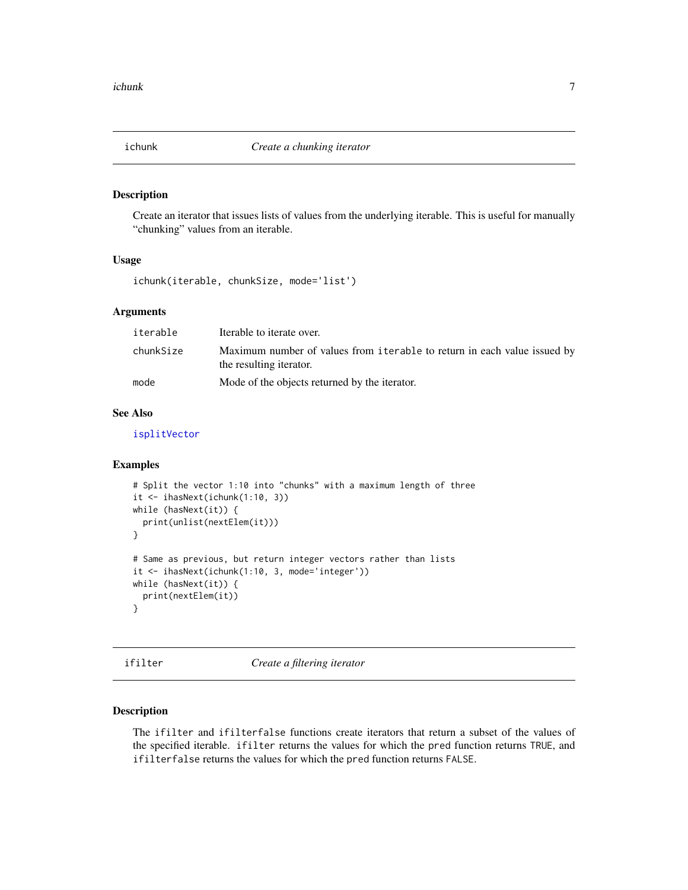## ichunk — *Create a chunking iterator*

### Description

Create an iterator that issues lists of values from the underlying iterable. This is useful for manually "chunking" values from an iterable.

### Usage

```
ichunk(iterable, chunkSize, mode='list')
```

### Arguments

| | |
|---|---|
| `iterable` | Iterable to iterate over. |
| `chunkSize` | Maximum number of values from `iterable` to return in each value issued by the resulting iterator. |
| `mode` | Mode of the objects returned by the iterator. |

### See Also

`isplitVector`

### Examples

```
# Split the vector 1:10 into "chunks" with a maximum length of three
it <- ihasNext(ichunk(1:10, 3))
while (hasNext(it)) {
  print(unlist(nextElem(it)))
}

# Same as previous, but return integer vectors rather than lists
it <- ihasNext(ichunk(1:10, 3, mode='integer'))
while (hasNext(it)) {
  print(nextElem(it))
}
```

## ifilter — *Create a filtering iterator*

### Description

The `ifilter` and `ifilterfalse` functions create iterators that return a subset of the values of the specified iterable. `ifilter` returns the values for which the `pred` function returns `TRUE`, and `ifilterfalse` returns the values for which the `pred` function returns `FALSE`.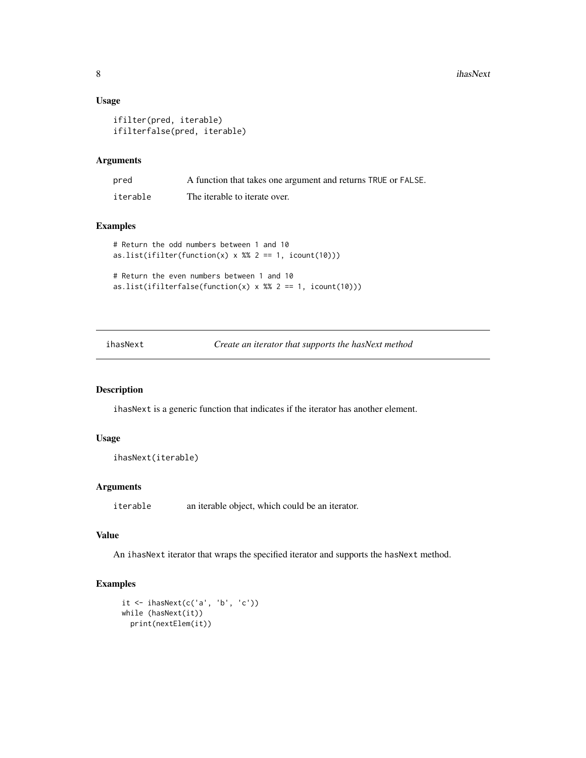### Usage

```
ifilter(pred, iterable)
ifilterfalse(pred, iterable)
```

### Arguments

| | |
|---|---|
| pred | A function that takes one argument and returns TRUE or FALSE. |
| iterable | The iterable to iterate over. |

### Examples

```
# Return the odd numbers between 1 and 10
as.list(ifilter(function(x) x %% 2 == 1, icount(10)))

# Return the even numbers between 1 and 10
as.list(ifilterfalse(function(x) x %% 2 == 1, icount(10)))
```

---

## ihasNext    *Create an iterator that supports the hasNext method*

---

### Description

ihasNext is a generic function that indicates if the iterator has another element.

### Usage

```
ihasNext(iterable)
```

### Arguments

| | |
|---|---|
| iterable | an iterable object, which could be an iterator. |

### Value

An ihasNext iterator that wraps the specified iterator and supports the hasNext method.

### Examples

```
it <- ihasNext(c('a', 'b', 'c'))
while (hasNext(it))
  print(nextElem(it))
```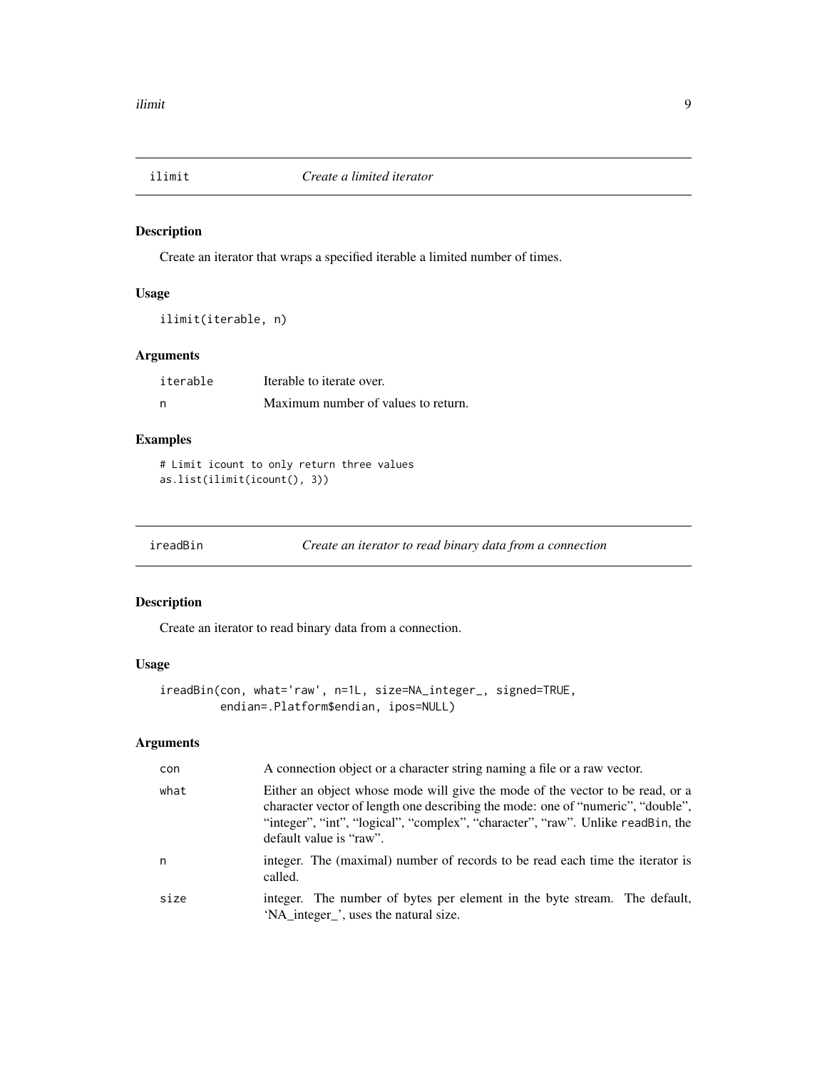## ilimit *Create a limited iterator*

### Description

Create an iterator that wraps a specified iterable a limited number of times.

### Usage

```
ilimit(iterable, n)
```

### Arguments

| | |
|---|---|
| iterable | Iterable to iterate over. |
| n | Maximum number of values to return. |

### Examples

```
# Limit icount to only return three values
as.list(ilimit(icount(), 3))
```

## ireadBin *Create an iterator to read binary data from a connection*

### Description

Create an iterator to read binary data from a connection.

### Usage

```
ireadBin(con, what='raw', n=1L, size=NA_integer_, signed=TRUE,
         endian=.Platform$endian, ipos=NULL)
```

### Arguments

| | |
|---|---|
| con | A connection object or a character string naming a file or a raw vector. |
| what | Either an object whose mode will give the mode of the vector to be read, or a character vector of length one describing the mode: one of "numeric", "double", "integer", "int", "logical", "complex", "character", "raw". Unlike `readBin`, the default value is "raw". |
| n | integer. The (maximal) number of records to be read each time the iterator is called. |
| size | integer. The number of bytes per element in the byte stream. The default, 'NA_integer_', uses the natural size. |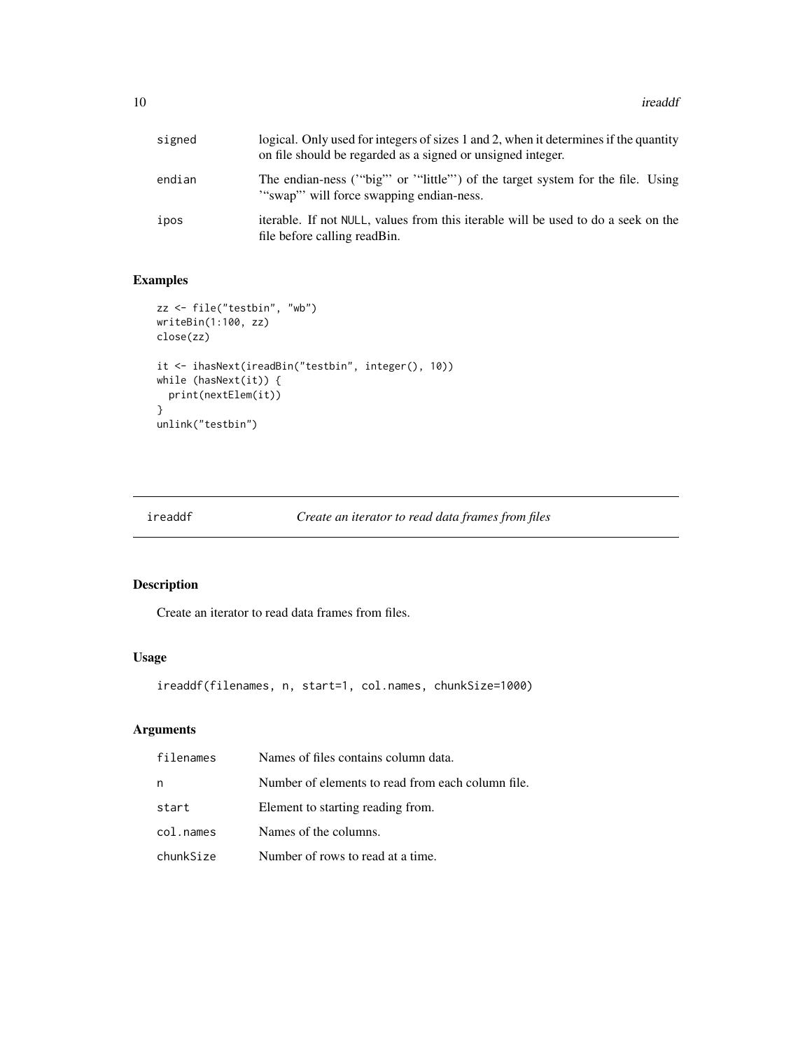| | |
|---|---|
| signed | logical. Only used for integers of sizes 1 and 2, when it determines if the quantity on file should be regarded as a signed or unsigned integer. |
| endian | The endian-ness ('"big"' or '"little"') of the target system for the file. Using '"swap"' will force swapping endian-ness. |
| ipos | iterable. If not NULL, values from this iterable will be used to do a seek on the file before calling readBin. |

## Examples

```
zz <- file("testbin", "wb")
writeBin(1:100, zz)
close(zz)

it <- ihasNext(ireadBin("testbin", integer(), 10))
while (hasNext(it)) {
  print(nextElem(it))
}
unlink("testbin")
```

---

# ireaddf — *Create an iterator to read data frames from files*

## Description

Create an iterator to read data frames from files.

## Usage

```
ireaddf(filenames, n, start=1, col.names, chunkSize=1000)
```

## Arguments

| | |
|---|---|
| filenames | Names of files contains column data. |
| n | Number of elements to read from each column file. |
| start | Element to starting reading from. |
| col.names | Names of the columns. |
| chunkSize | Number of rows to read at a time. |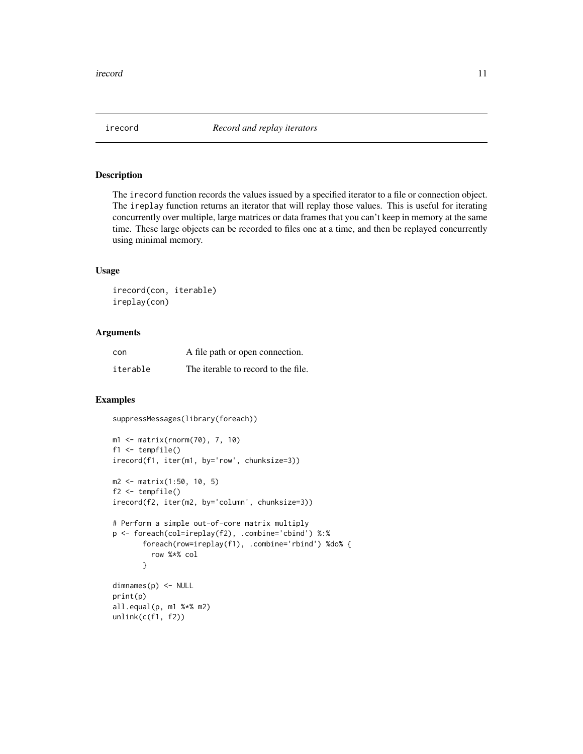# irecord — *Record and replay iterators*

## Description

The `irecord` function records the values issued by a specified iterator to a file or connection object. The `ireplay` function returns an iterator that will replay those values. This is useful for iterating concurrently over multiple, large matrices or data frames that you can't keep in memory at the same time. These large objects can be recorded to files one at a time, and then be replayed concurrently using minimal memory.

## Usage

```
irecord(con, iterable)
ireplay(con)
```

## Arguments

| | |
|---|---|
| `con` | A file path or open connection. |
| `iterable` | The iterable to record to the file. |

## Examples

```
suppressMessages(library(foreach))

m1 <- matrix(rnorm(70), 7, 10)
f1 <- tempfile()
irecord(f1, iter(m1, by='row', chunksize=3))

m2 <- matrix(1:50, 10, 5)
f2 <- tempfile()
irecord(f2, iter(m2, by='column', chunksize=3))

# Perform a simple out-of-core matrix multiply
p <- foreach(col=ireplay(f2), .combine='cbind') %:%
       foreach(row=ireplay(f1), .combine='rbind') %do% {
         row %*% col
       }

dimnames(p) <- NULL
print(p)
all.equal(p, m1 %*% m2)
unlink(c(f1, f2))
```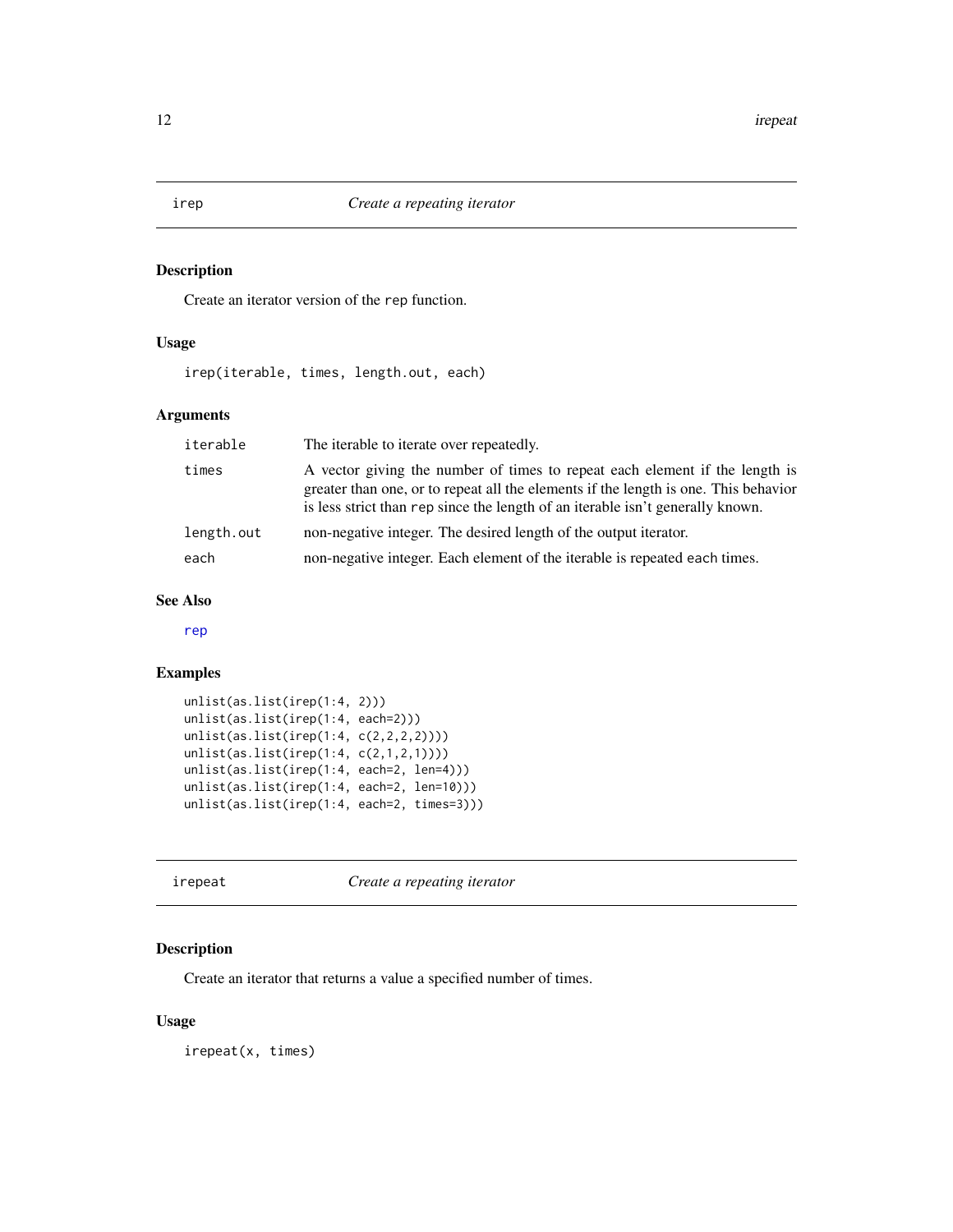## irep — *Create a repeating iterator*

### Description

Create an iterator version of the `rep` function.

### Usage

```
irep(iterable, times, length.out, each)
```

### Arguments

| | |
|---|---|
| `iterable` | The iterable to iterate over repeatedly. |
| `times` | A vector giving the number of times to repeat each element if the length is greater than one, or to repeat all the elements if the length is one. This behavior is less strict than `rep` since the length of an iterable isn't generally known. |
| `length.out` | non-negative integer. The desired length of the output iterator. |
| `each` | non-negative integer. Each element of the iterable is repeated `each` times. |

### See Also

rep

### Examples

```
unlist(as.list(irep(1:4, 2)))
unlist(as.list(irep(1:4, each=2)))
unlist(as.list(irep(1:4, c(2,2,2,2))))
unlist(as.list(irep(1:4, c(2,1,2,1))))
unlist(as.list(irep(1:4, each=2, len=4)))
unlist(as.list(irep(1:4, each=2, len=10)))
unlist(as.list(irep(1:4, each=2, times=3)))
```

## irepeat — *Create a repeating iterator*

### Description

Create an iterator that returns a value a specified number of times.

### Usage

```
irepeat(x, times)
```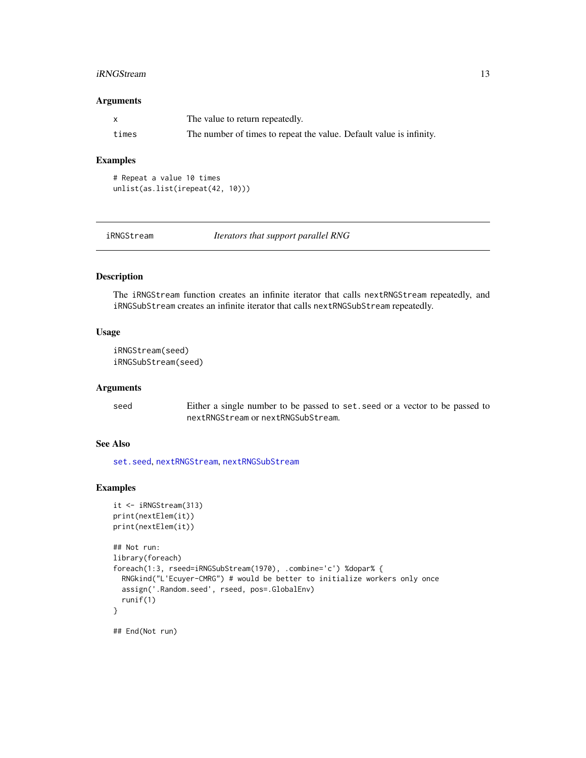### Arguments

| | |
|---|---|
| `x` | The value to return repeatedly. |
| `times` | The number of times to repeat the value. Default value is infinity. |

### Examples

```
# Repeat a value 10 times
unlist(as.list(irepeat(42, 10)))
```

---

## iRNGStream — *Iterators that support parallel RNG*

### Description

The `iRNGStream` function creates an infinite iterator that calls `nextRNGStream` repeatedly, and `iRNGSubStream` creates an infinite iterator that calls `nextRNGSubStream` repeatedly.

### Usage

```
iRNGStream(seed)
iRNGSubStream(seed)
```

### Arguments

| | |
|---|---|
| `seed` | Either a single number to be passed to `set.seed` or a vector to be passed to `nextRNGStream` or `nextRNGSubStream`. |

### See Also

`set.seed`, `nextRNGStream`, `nextRNGSubStream`

### Examples

```
it <- iRNGStream(313)
print(nextElem(it))
print(nextElem(it))

## Not run:
library(foreach)
foreach(1:3, rseed=iRNGSubStream(1970), .combine='c') %dopar% {
  RNGkind("L'Ecuyer-CMRG") # would be better to initialize workers only once
  assign('.Random.seed', rseed, pos=.GlobalEnv)
  runif(1)
}

## End(Not run)
```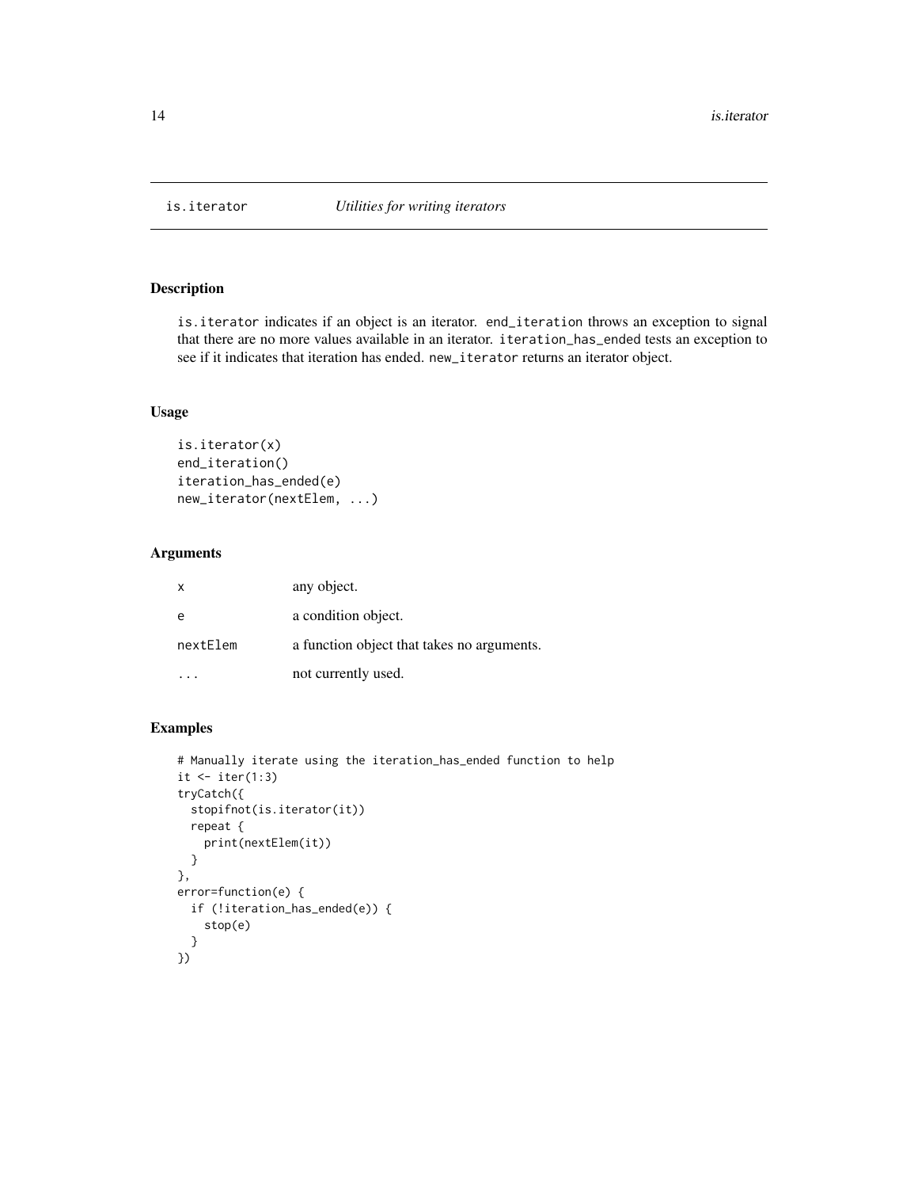# is.iterator *Utilities for writing iterators*

## Description

`is.iterator` indicates if an object is an iterator. `end_iteration` throws an exception to signal that there are no more values available in an iterator. `iteration_has_ended` tests an exception to see if it indicates that iteration has ended. `new_iterator` returns an iterator object.

## Usage

```
is.iterator(x)
end_iteration()
iteration_has_ended(e)
new_iterator(nextElem, ...)
```

## Arguments

| | |
|---|---|
| `x` | any object. |
| `e` | a condition object. |
| `nextElem` | a function object that takes no arguments. |
| `...` | not currently used. |

## Examples

```
# Manually iterate using the iteration_has_ended function to help
it <- iter(1:3)
tryCatch({
  stopifnot(is.iterator(it))
  repeat {
    print(nextElem(it))
  }
},
error=function(e) {
  if (!iteration_has_ended(e)) {
    stop(e)
  }
})
```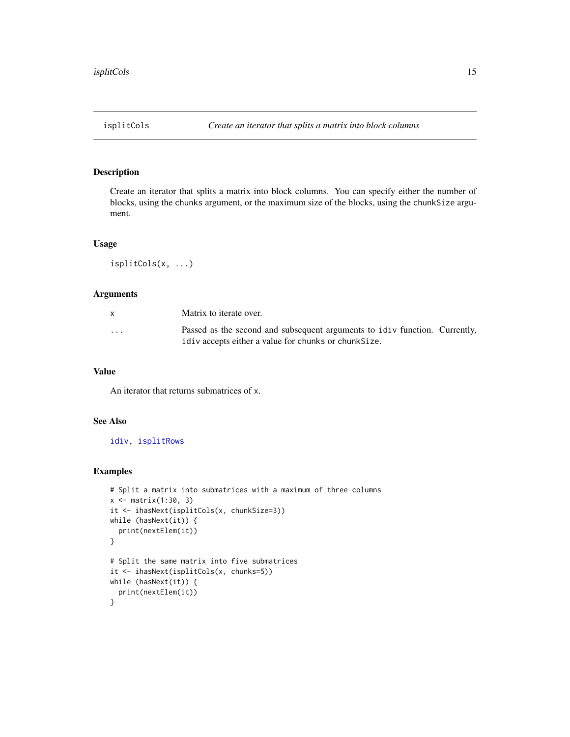# isplitCols — *Create an iterator that splits a matrix into block columns*

## Description

Create an iterator that splits a matrix into block columns. You can specify either the number of blocks, using the `chunks` argument, or the maximum size of the blocks, using the `chunkSize` argument.

## Usage

```
isplitCols(x, ...)
```

## Arguments

| | |
|---|---|
| `x` | Matrix to iterate over. |
| `...` | Passed as the second and subsequent arguments to `idiv` function. Currently, `idiv` accepts either a value for `chunks` or `chunkSize`. |

## Value

An iterator that returns submatrices of `x`.

## See Also

`idiv`, `isplitRows`

## Examples

```
# Split a matrix into submatrices with a maximum of three columns
x <- matrix(1:30, 3)
it <- ihasNext(isplitCols(x, chunkSize=3))
while (hasNext(it)) {
  print(nextElem(it))
}

# Split the same matrix into five submatrices
it <- ihasNext(isplitCols(x, chunks=5))
while (hasNext(it)) {
  print(nextElem(it))
}
```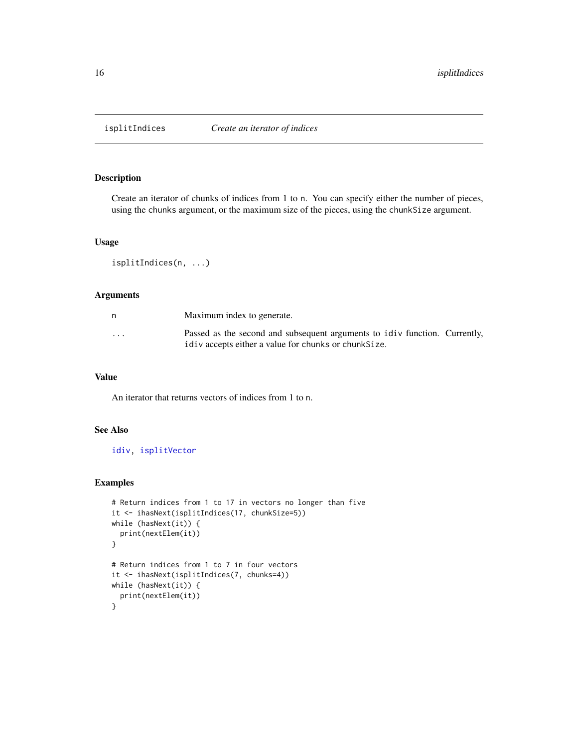# isplitIndices *Create an iterator of indices*

## Description

Create an iterator of chunks of indices from 1 to n. You can specify either the number of pieces, using the chunks argument, or the maximum size of the pieces, using the chunkSize argument.

## Usage

```
isplitIndices(n, ...)
```

## Arguments

| | |
|---|---|
| n | Maximum index to generate. |
| ... | Passed as the second and subsequent arguments to idiv function. Currently, idiv accepts either a value for chunks or chunkSize. |

## Value

An iterator that returns vectors of indices from 1 to n.

## See Also

idiv, isplitVector

## Examples

```
# Return indices from 1 to 17 in vectors no longer than five
it <- ihasNext(isplitIndices(17, chunkSize=5))
while (hasNext(it)) {
  print(nextElem(it))
}

# Return indices from 1 to 7 in four vectors
it <- ihasNext(isplitIndices(7, chunks=4))
while (hasNext(it)) {
  print(nextElem(it))
}
```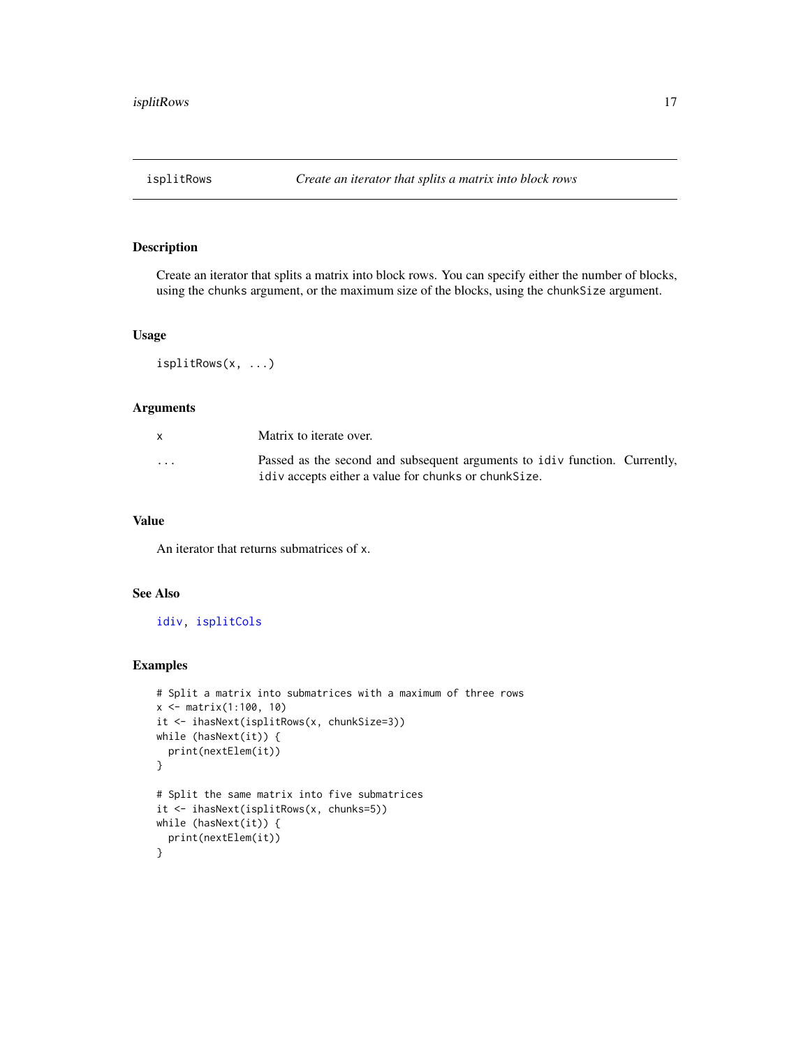## isplitRows — *Create an iterator that splits a matrix into block rows*

### Description

Create an iterator that splits a matrix into block rows. You can specify either the number of blocks, using the `chunks` argument, or the maximum size of the blocks, using the `chunkSize` argument.

### Usage

```
isplitRows(x, ...)
```

### Arguments

| | |
|---|---|
| `x` | Matrix to iterate over. |
| `...` | Passed as the second and subsequent arguments to `idiv` function. Currently, `idiv` accepts either a value for `chunks` or `chunkSize`. |

### Value

An iterator that returns submatrices of `x`.

### See Also

`idiv`, `isplitCols`

### Examples

```
# Split a matrix into submatrices with a maximum of three rows
x <- matrix(1:100, 10)
it <- ihasNext(isplitRows(x, chunkSize=3))
while (hasNext(it)) {
  print(nextElem(it))
}

# Split the same matrix into five submatrices
it <- ihasNext(isplitRows(x, chunks=5))
while (hasNext(it)) {
  print(nextElem(it))
}
```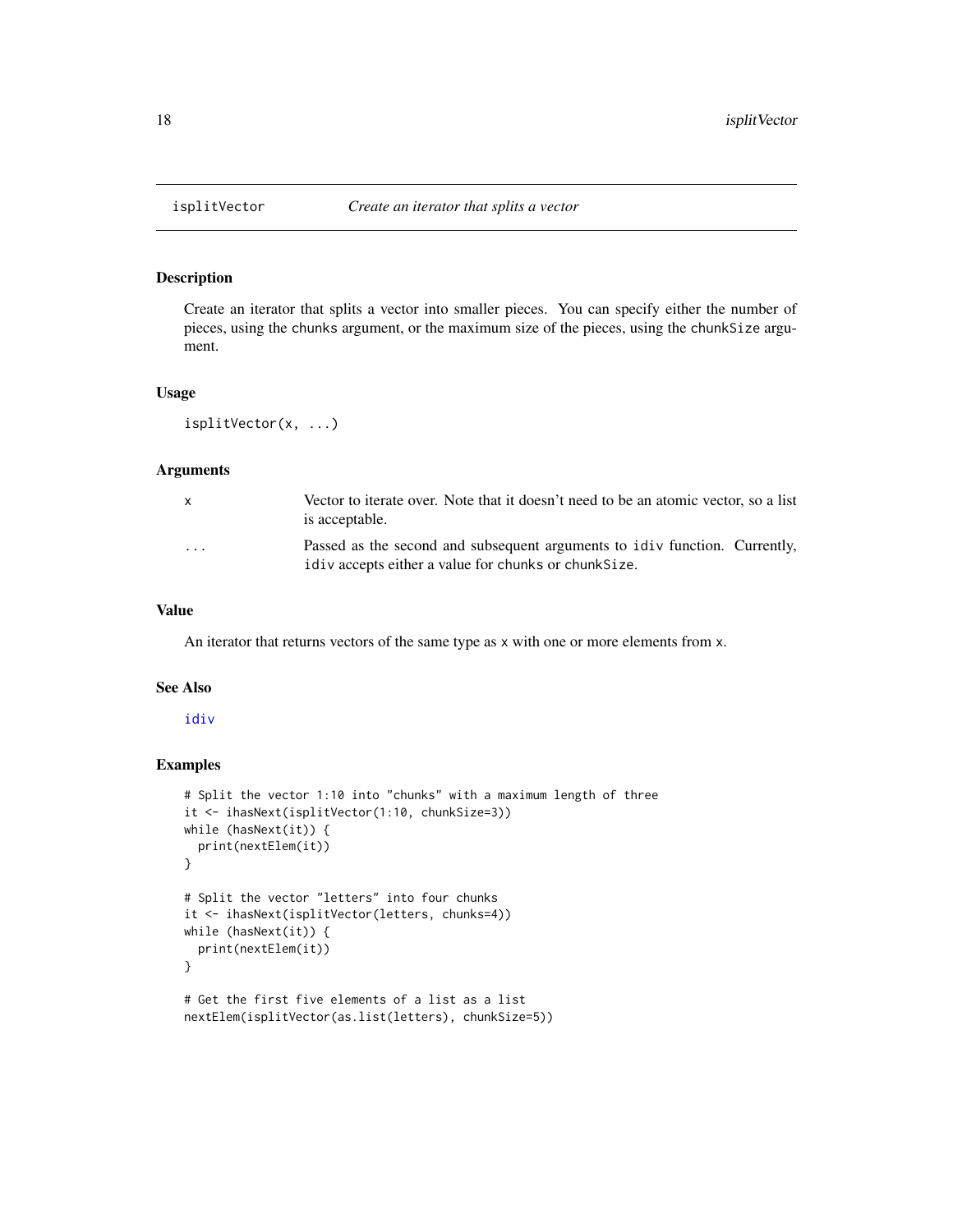## isplitVector — *Create an iterator that splits a vector*

### Description

Create an iterator that splits a vector into smaller pieces. You can specify either the number of pieces, using the `chunks` argument, or the maximum size of the pieces, using the `chunkSize` argument.

### Usage

```
isplitVector(x, ...)
```

### Arguments

| | |
|---|---|
| `x` | Vector to iterate over. Note that it doesn't need to be an atomic vector, so a list is acceptable. |
| `...` | Passed as the second and subsequent arguments to `idiv` function. Currently, `idiv` accepts either a value for `chunks` or `chunkSize`. |

### Value

An iterator that returns vectors of the same type as `x` with one or more elements from `x`.

### See Also

`idiv`

### Examples

```
# Split the vector 1:10 into "chunks" with a maximum length of three
it <- ihasNext(isplitVector(1:10, chunkSize=3))
while (hasNext(it)) {
  print(nextElem(it))
}

# Split the vector "letters" into four chunks
it <- ihasNext(isplitVector(letters, chunks=4))
while (hasNext(it)) {
  print(nextElem(it))
}

# Get the first five elements of a list as a list
nextElem(isplitVector(as.list(letters), chunkSize=5))
```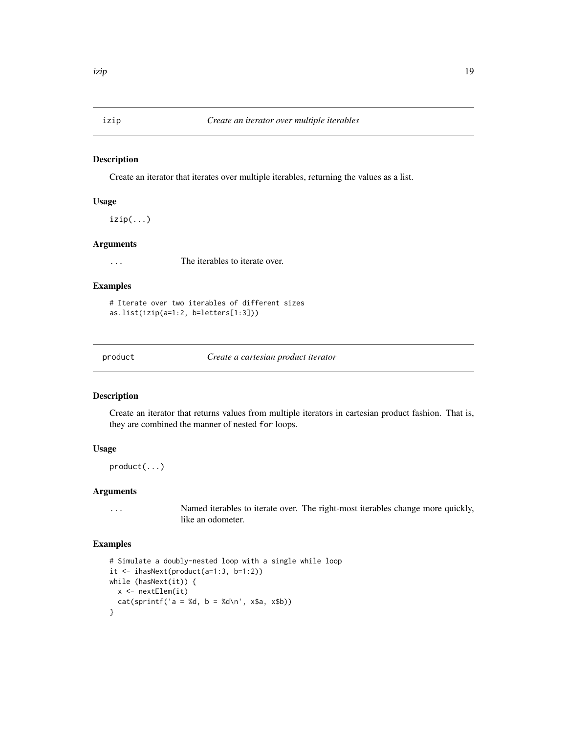## izip — *Create an iterator over multiple iterables*

### Description

Create an iterator that iterates over multiple iterables, returning the values as a list.

### Usage

```
izip(...)
```

### Arguments

| | |
|---|---|
| `...` | The iterables to iterate over. |

### Examples

```
# Iterate over two iterables of different sizes
as.list(izip(a=1:2, b=letters[1:3]))
```

## product — *Create a cartesian product iterator*

### Description

Create an iterator that returns values from multiple iterators in cartesian product fashion. That is, they are combined the manner of nested `for` loops.

### Usage

```
product(...)
```

### Arguments

| | |
|---|---|
| `...` | Named iterables to iterate over. The right-most iterables change more quickly, like an odometer. |

### Examples

```
# Simulate a doubly-nested loop with a single while loop
it <- ihasNext(product(a=1:3, b=1:2))
while (hasNext(it)) {
  x <- nextElem(it)
  cat(sprintf('a = %d, b = %d\n', x$a, x$b))
}
```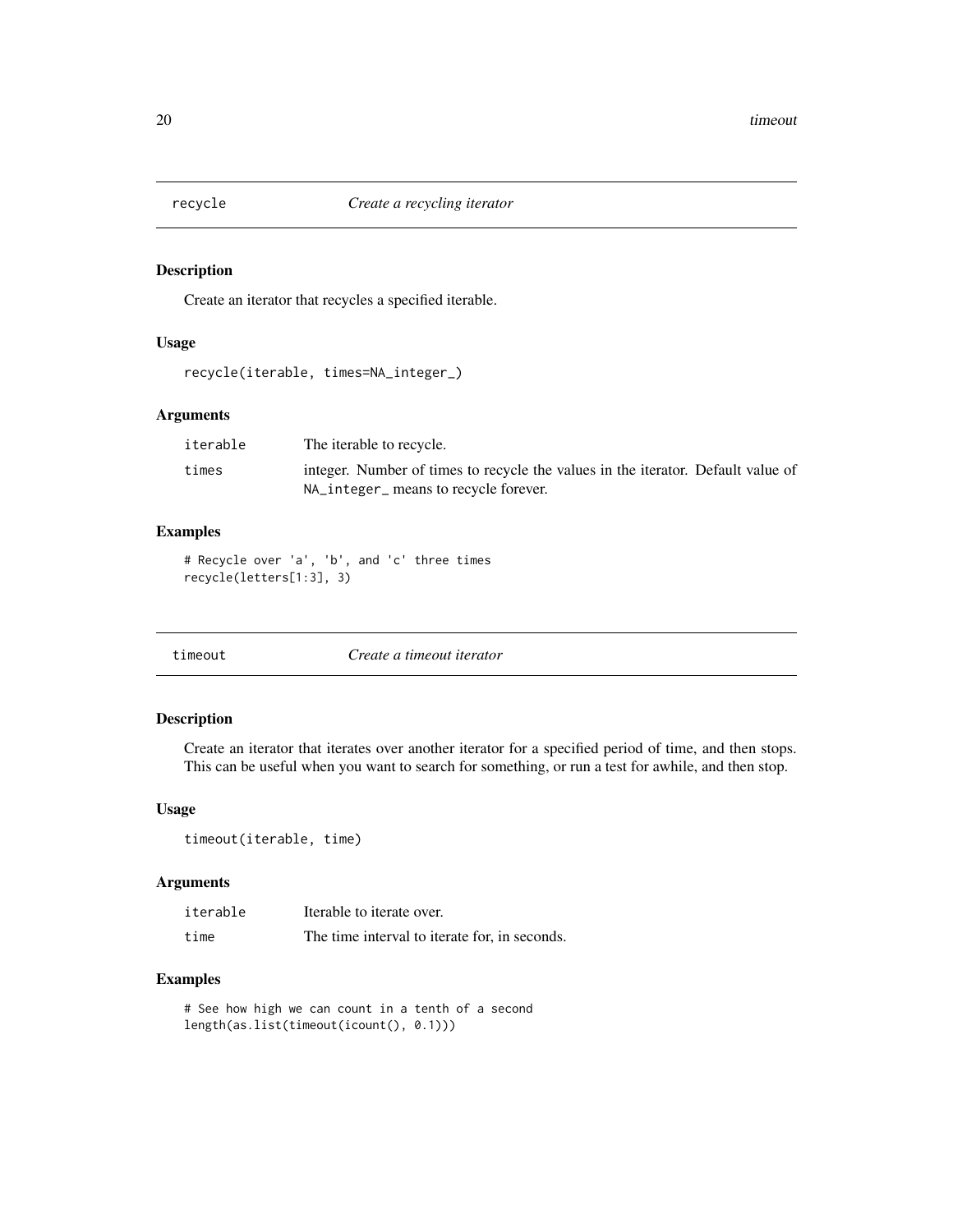## recycle *Create a recycling iterator*

### Description

Create an iterator that recycles a specified iterable.

### Usage

```
recycle(iterable, times=NA_integer_)
```

### Arguments

| | |
|---|---|
| iterable | The iterable to recycle. |
| times | integer. Number of times to recycle the values in the iterator. Default value of NA_integer_ means to recycle forever. |

### Examples

```
# Recycle over 'a', 'b', and 'c' three times
recycle(letters[1:3], 3)
```

## timeout *Create a timeout iterator*

### Description

Create an iterator that iterates over another iterator for a specified period of time, and then stops. This can be useful when you want to search for something, or run a test for awhile, and then stop.

### Usage

```
timeout(iterable, time)
```

### Arguments

| | |
|---|---|
| iterable | Iterable to iterate over. |
| time | The time interval to iterate for, in seconds. |

### Examples

```
# See how high we can count in a tenth of a second
length(as.list(timeout(icount(), 0.1)))
```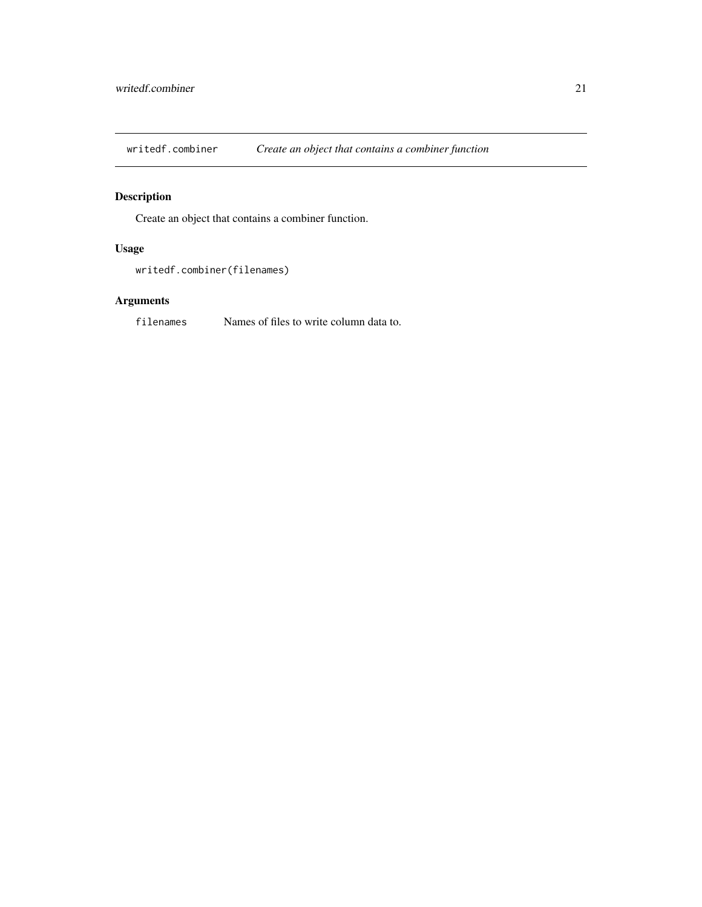## writedf.combiner — *Create an object that contains a combiner function*

### Description

Create an object that contains a combiner function.

### Usage

```
writedf.combiner(filenames)
```

### Arguments

| | |
|---|---|
| `filenames` | Names of files to write column data to. |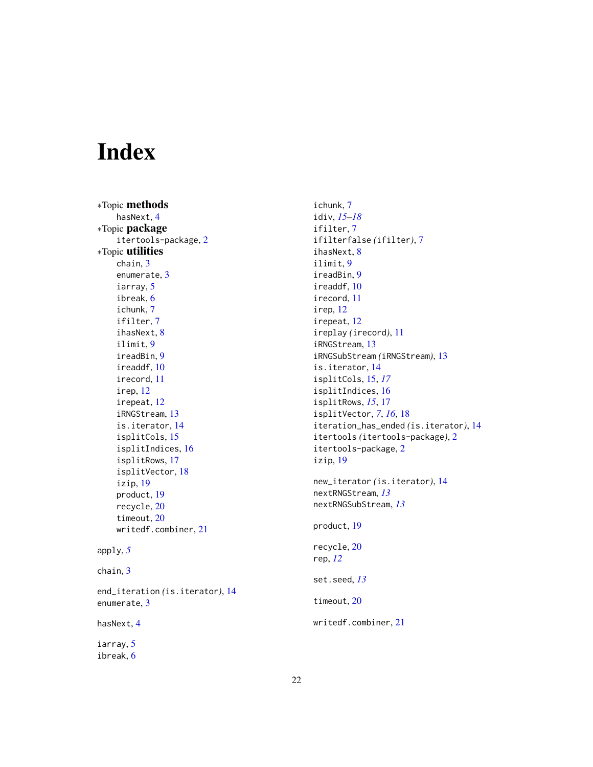# Index

*Topic **methods**
- hasNext, 4

*Topic **package**
- itertools-package, 2

*Topic **utilities**
- chain, 3
- enumerate, 3
- iarray, 5
- ibreak, 6
- ichunk, 7
- ifilter, 7
- ihasNext, 8
- ilimit, 9
- ireadBin, 9
- ireaddf, 10
- irecord, 11
- irep, 12
- irepeat, 12
- iRNGStream, 13
- is.iterator, 14
- isplitCols, 15
- isplitIndices, 16
- isplitRows, 17
- isplitVector, 18
- izip, 19
- product, 19
- recycle, 20
- timeout, 20
- writedf.combiner, 21

apply, *5*

chain, 3

end_iteration *(is.iterator)*, 14
enumerate, 3

hasNext, 4

iarray, 5
ibreak, 6
ichunk, 7
idiv, *15–18*
ifilter, 7
ifilterfalse *(ifilter)*, 7
ihasNext, 8
ilimit, 9
ireadBin, 9
ireaddf, 10
irecord, 11
irep, 12
irepeat, 12
ireplay *(irecord)*, 11
iRNGStream, 13
iRNGSubStream *(iRNGStream)*, 13
is.iterator, 14
isplitCols, 15, *17*
isplitIndices, 16
isplitRows, *15*, 17
isplitVector, *7*, *16*, 18
iteration_has_ended *(is.iterator)*, 14
itertools *(itertools-package)*, 2
itertools-package, 2
izip, 19

new_iterator *(is.iterator)*, 14
nextRNGStream, *13*
nextRNGSubStream, *13*

product, 19

recycle, 20
rep, *12*

set.seed, *13*

timeout, 20

writedf.combiner, 21